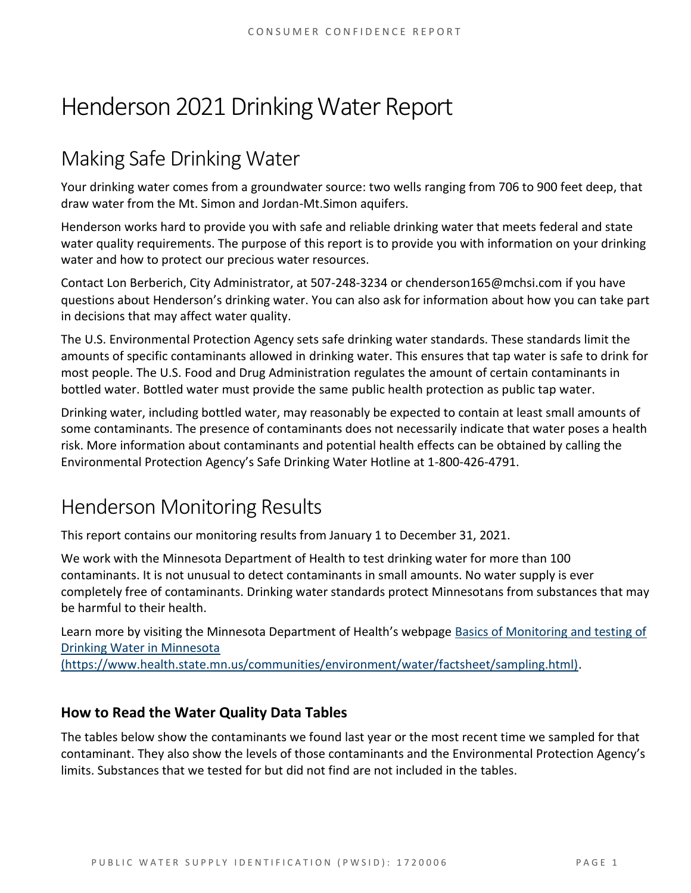# Henderson 2021 Drinking Water Report

## Making Safe Drinking Water

Your drinking water comes from a groundwater source: two wells ranging from 706 to 900 feet deep, that draw water from the Mt. Simon and Jordan-Mt.Simon aquifers.

Henderson works hard to provide you with safe and reliable drinking water that meets federal and state water quality requirements. The purpose of this report is to provide you with information on your drinking water and how to protect our precious water resources.

Contact Lon Berberich, City Administrator, at 507-248-3234 or chenderson165@mchsi.com if you have questions about Henderson's drinking water. You can also ask for information about how you can take part in decisions that may affect water quality.

The U.S. Environmental Protection Agency sets safe drinking water standards. These standards limit the amounts of specific contaminants allowed in drinking water. This ensures that tap water is safe to drink for most people. The U.S. Food and Drug Administration regulates the amount of certain contaminants in bottled water. Bottled water must provide the same public health protection as public tap water.

Drinking water, including bottled water, may reasonably be expected to contain at least small amounts of some contaminants. The presence of contaminants does not necessarily indicate that water poses a health risk. More information about contaminants and potential health effects can be obtained by calling the Environmental Protection Agency's Safe Drinking Water Hotline at 1-800-426-4791.

## Henderson Monitoring Results

This report contains our monitoring results from January 1 to December 31, 2021.

We work with the Minnesota Department of Health to test drinking water for more than 100 contaminants. It is not unusual to detect contaminants in small amounts. No water supply is ever completely free of contaminants. Drinking water standards protect Minnesotans from substances that may be harmful to their health.

Learn more by visiting the Minnesota Department of Health's webpage [Basics of Monitoring and testing of Drinking Water in Minnesota (https://www.health.state.mn.us/communities/environment/water/factsheet/sampling.html)](https://www.health.state.mn.us/communities/environment/water/factsheet/sampling.html).

### How to Read the Water Quality Data Tables

The tables below show the contaminants we found last year or the most recent time we sampled for that contaminant. They also show the levels of those contaminants and the Environmental Protection Agency's limits. Substances that we tested for but did not find are not included in the tables.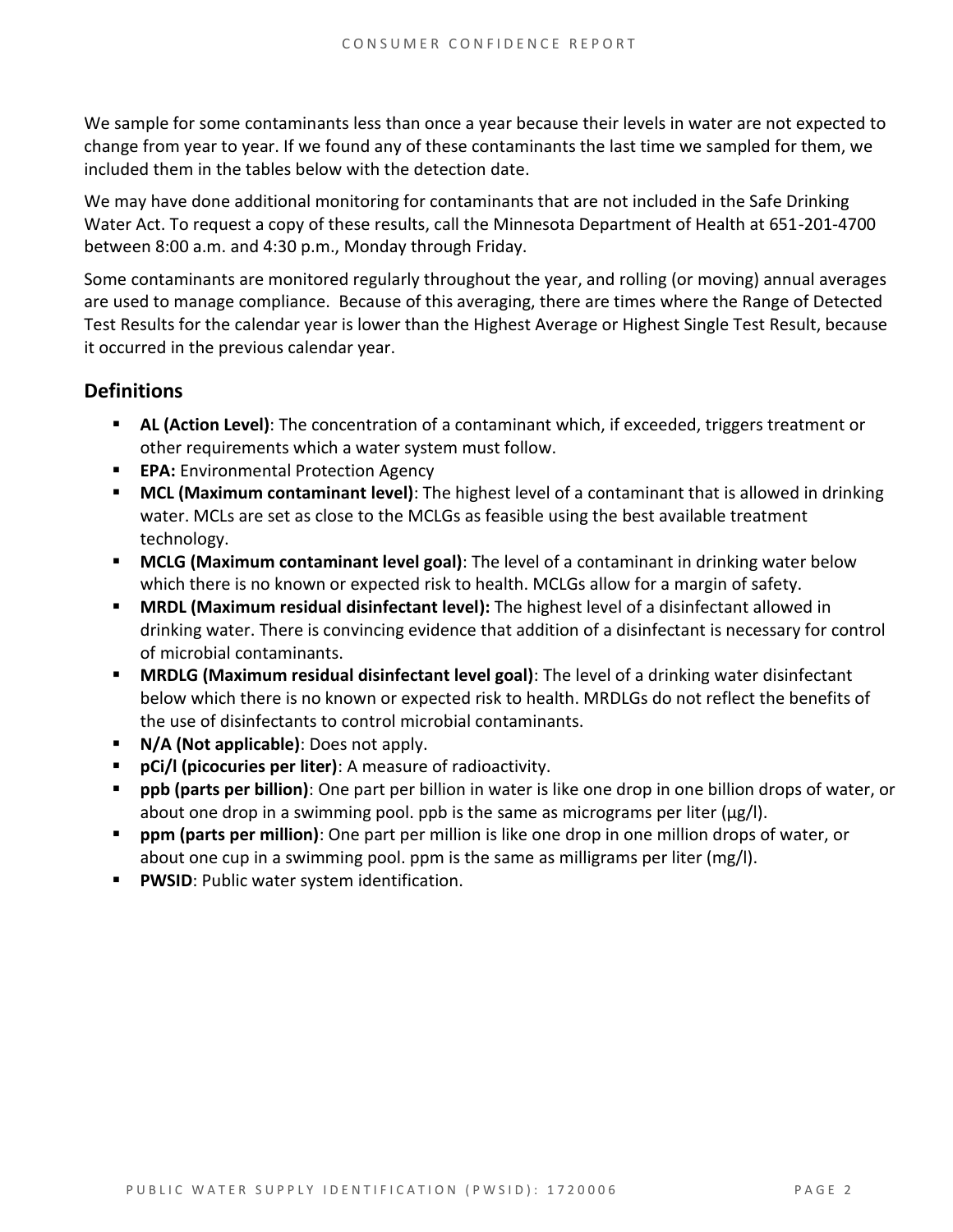We sample for some contaminants less than once a year because their levels in water are not expected to change from year to year. If we found any of these contaminants the last time we sampled for them, we included them in the tables below with the detection date.

We may have done additional monitoring for contaminants that are not included in the Safe Drinking Water Act. To request a copy of these results, call the Minnesota Department of Health at 651-201-4700 between 8:00 a.m. and 4:30 p.m., Monday through Friday.

Some contaminants are monitored regularly throughout the year, and rolling (or moving) annual averages are used to manage compliance. Because of this averaging, there are times where the Range of Detected Test Results for the calendar year is lower than the Highest Average or Highest Single Test Result, because it occurred in the previous calendar year.

## Definitions

- **AL (Action Level)**: The concentration of a contaminant which, if exceeded, triggers treatment or other requirements which a water system must follow.
- **EPA:** Environmental Protection Agency
- **MCL (Maximum contaminant level)**: The highest level of a contaminant that is allowed in drinking water. MCLs are set as close to the MCLGs as feasible using the best available treatment technology.
- **MCLG (Maximum contaminant level goal)**: The level of a contaminant in drinking water below which there is no known or expected risk to health. MCLGs allow for a margin of safety.
- **MRDL (Maximum residual disinfectant level):** The highest level of a disinfectant allowed in drinking water. There is convincing evidence that addition of a disinfectant is necessary for control of microbial contaminants.
- **MRDLG (Maximum residual disinfectant level goal)**: The level of a drinking water disinfectant below which there is no known or expected risk to health. MRDLGs do not reflect the benefits of the use of disinfectants to control microbial contaminants.
- **N/A (Not applicable)**: Does not apply.
- **pCi/l (picocuries per liter)**: A measure of radioactivity.
- **ppb (parts per billion)**: One part per billion in water is like one drop in one billion drops of water, or about one drop in a swimming pool. ppb is the same as micrograms per liter (μg/l).
- **ppm (parts per million)**: One part per million is like one drop in one million drops of water, or about one cup in a swimming pool. ppm is the same as milligrams per liter (mg/l).
- **PWSID**: Public water system identification.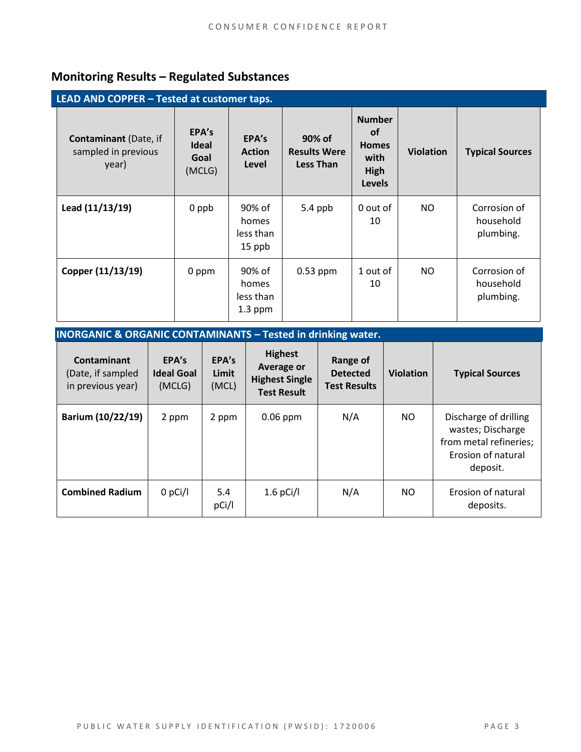## Monitoring Results – Regulated Substances

| LEAD AND COPPER – Tested at customer taps. | | | | | | |
|---|---|---|---|---|---|---|
| **Contaminant** (Date, if sampled in previous year) | **EPA's Ideal Goal** (MCLG) | **EPA's Action Level** | **90% of Results Were Less Than** | **Number of Homes with High Levels** | **Violation** | **Typical Sources** |
| **Lead (11/13/19)** | 0 ppb | 90% of homes less than 15 ppb | 5.4 ppb | 0 out of 10 | NO | Corrosion of household plumbing. |
| **Copper (11/13/19)** | 0 ppm | 90% of homes less than 1.3 ppm | 0.53 ppm | 1 out of 10 | NO | Corrosion of household plumbing. |

| INORGANIC & ORGANIC CONTAMINANTS – Tested in drinking water. | | | | | | |
|---|---|---|---|---|---|---|
| **Contaminant** (Date, if sampled in previous year) | **EPA's Ideal Goal** (MCLG) | **EPA's Limit** (MCL) | **Highest Average or Highest Single Test Result** | **Range of Detected Test Results** | **Violation** | **Typical Sources** |
| **Barium (10/22/19)** | 2 ppm | 2 ppm | 0.06 ppm | N/A | NO | Discharge of drilling wastes; Discharge from metal refineries; Erosion of natural deposit. |
| **Combined Radium** | 0 pCi/l | 5.4 pCi/l | 1.6 pCi/l | N/A | NO | Erosion of natural deposits. |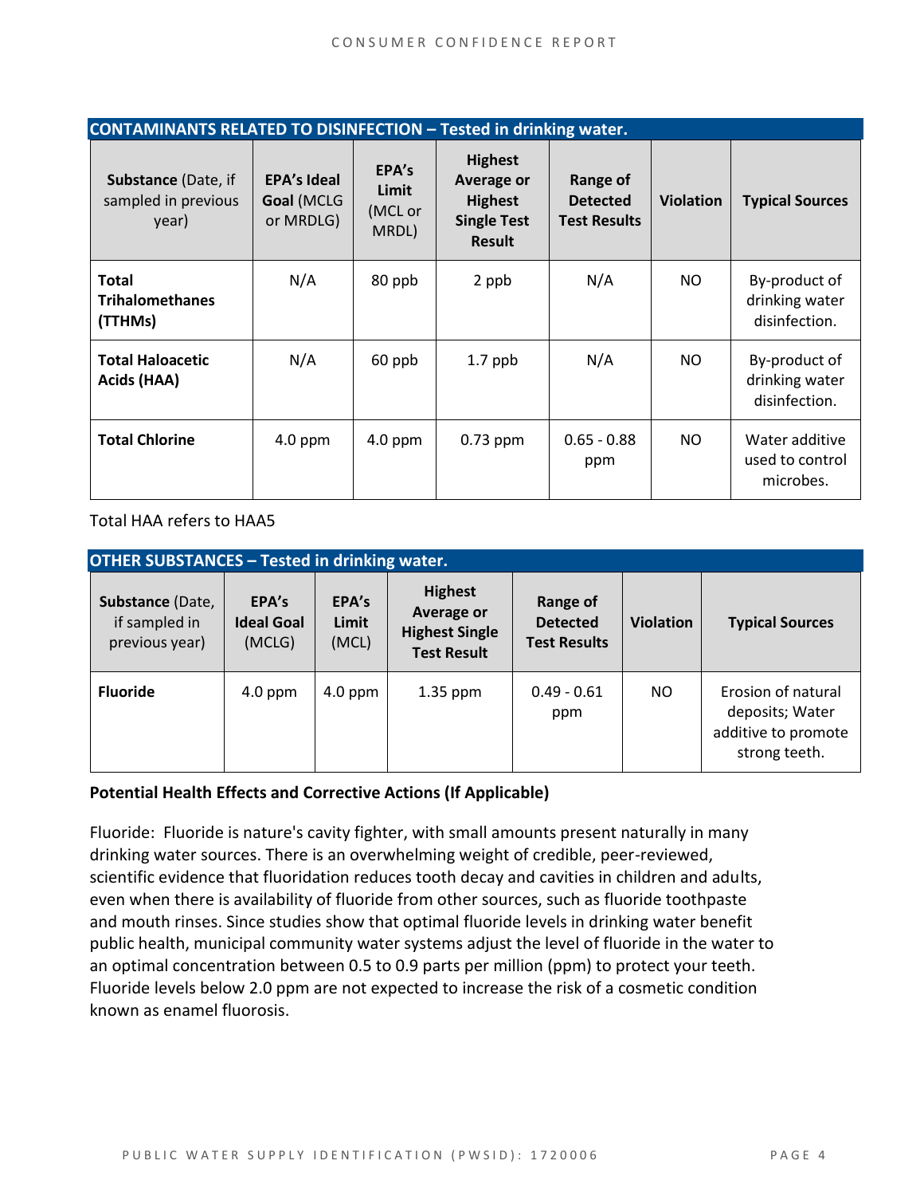| **CONTAMINANTS RELATED TO DISINFECTION – Tested in drinking water.** | | | | | | |
|---|---|---|---|---|---|---|
| **Substance** (Date, if sampled in previous year) | **EPA's Ideal Goal** (MCLG or MRDLG) | **EPA's Limit** (MCL or MRDL) | **Highest Average or Highest Single Test Result** | **Range of Detected Test Results** | **Violation** | **Typical Sources** |
| **Total Trihalomethanes (TTHMs)** | N/A | 80 ppb | 2 ppb | N/A | NO | By-product of drinking water disinfection. |
| **Total Haloacetic Acids (HAA)** | N/A | 60 ppb | 1.7 ppb | N/A | NO | By-product of drinking water disinfection. |
| **Total Chlorine** | 4.0 ppm | 4.0 ppm | 0.73 ppm | 0.65 - 0.88 ppm | NO | Water additive used to control microbes. |

Total HAA refers to HAA5

| **OTHER SUBSTANCES – Tested in drinking water.** | | | | | | |
|---|---|---|---|---|---|---|
| **Substance** (Date, if sampled in previous year) | **EPA's Ideal Goal** (MCLG) | **EPA's Limit** (MCL) | **Highest Average or Highest Single Test Result** | **Range of Detected Test Results** | **Violation** | **Typical Sources** |
| **Fluoride** | 4.0 ppm | 4.0 ppm | 1.35 ppm | 0.49 - 0.61 ppm | NO | Erosion of natural deposits; Water additive to promote strong teeth. |

**Potential Health Effects and Corrective Actions (If Applicable)**

Fluoride: Fluoride is nature's cavity fighter, with small amounts present naturally in many drinking water sources. There is an overwhelming weight of credible, peer-reviewed, scientific evidence that fluoridation reduces tooth decay and cavities in children and adults, even when there is availability of fluoride from other sources, such as fluoride toothpaste and mouth rinses. Since studies show that optimal fluoride levels in drinking water benefit public health, municipal community water systems adjust the level of fluoride in the water to an optimal concentration between 0.5 to 0.9 parts per million (ppm) to protect your teeth. Fluoride levels below 2.0 ppm are not expected to increase the risk of a cosmetic condition known as enamel fluorosis.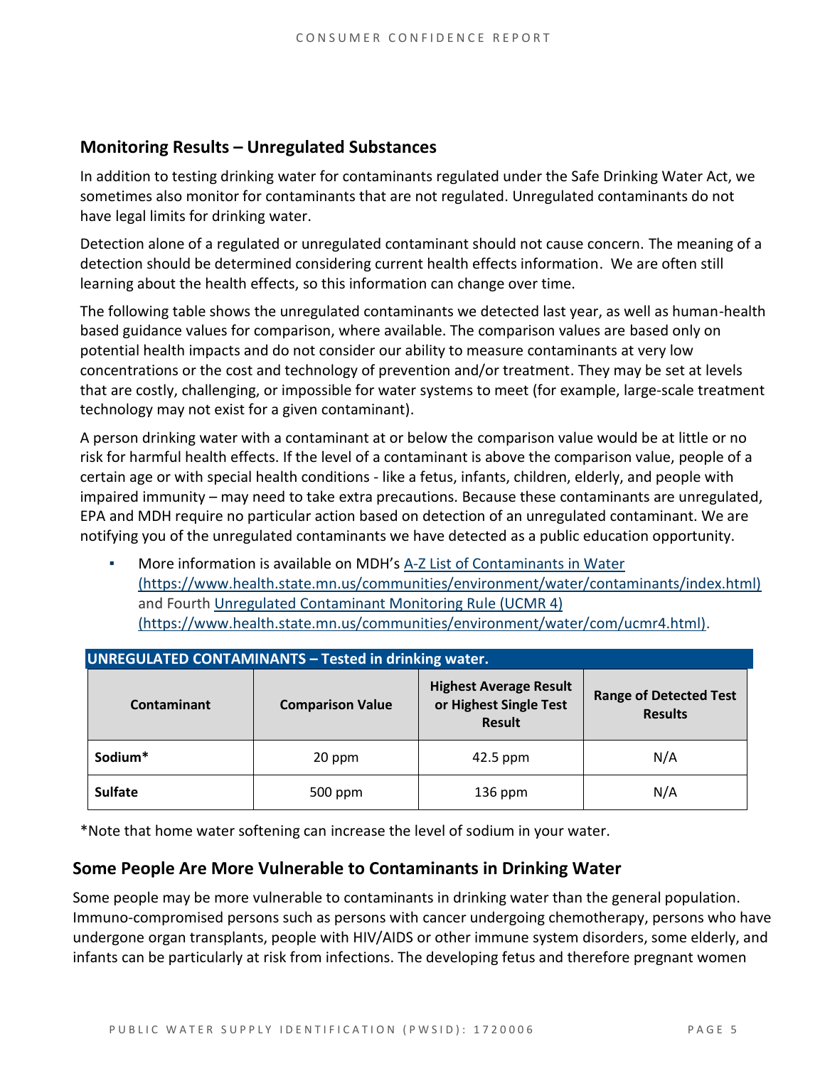## Monitoring Results – Unregulated Substances

In addition to testing drinking water for contaminants regulated under the Safe Drinking Water Act, we sometimes also monitor for contaminants that are not regulated. Unregulated contaminants do not have legal limits for drinking water.

Detection alone of a regulated or unregulated contaminant should not cause concern. The meaning of a detection should be determined considering current health effects information. We are often still learning about the health effects, so this information can change over time.

The following table shows the unregulated contaminants we detected last year, as well as human-health based guidance values for comparison, where available. The comparison values are based only on potential health impacts and do not consider our ability to measure contaminants at very low concentrations or the cost and technology of prevention and/or treatment. They may be set at levels that are costly, challenging, or impossible for water systems to meet (for example, large-scale treatment technology may not exist for a given contaminant).

A person drinking water with a contaminant at or below the comparison value would be at little or no risk for harmful health effects. If the level of a contaminant is above the comparison value, people of a certain age or with special health conditions - like a fetus, infants, children, elderly, and people with impaired immunity – may need to take extra precautions. Because these contaminants are unregulated, EPA and MDH require no particular action based on detection of an unregulated contaminant. We are notifying you of the unregulated contaminants we have detected as a public education opportunity.

- More information is available on MDH's A-Z List of Contaminants in Water (https://www.health.state.mn.us/communities/environment/water/contaminants/index.html) and Fourth Unregulated Contaminant Monitoring Rule (UCMR 4) (https://www.health.state.mn.us/communities/environment/water/com/ucmr4.html).

**UNREGULATED CONTAMINANTS – Tested in drinking water.**

| Contaminant | Comparison Value | Highest Average Result or Highest Single Test Result | Range of Detected Test Results |
|---|---|---|---|
| **Sodium*** | 20 ppm | 42.5 ppm | N/A |
| **Sulfate** | 500 ppm | 136 ppm | N/A |

*Note that home water softening can increase the level of sodium in your water.

## Some People Are More Vulnerable to Contaminants in Drinking Water

Some people may be more vulnerable to contaminants in drinking water than the general population. Immuno-compromised persons such as persons with cancer undergoing chemotherapy, persons who have undergone organ transplants, people with HIV/AIDS or other immune system disorders, some elderly, and infants can be particularly at risk from infections. The developing fetus and therefore pregnant women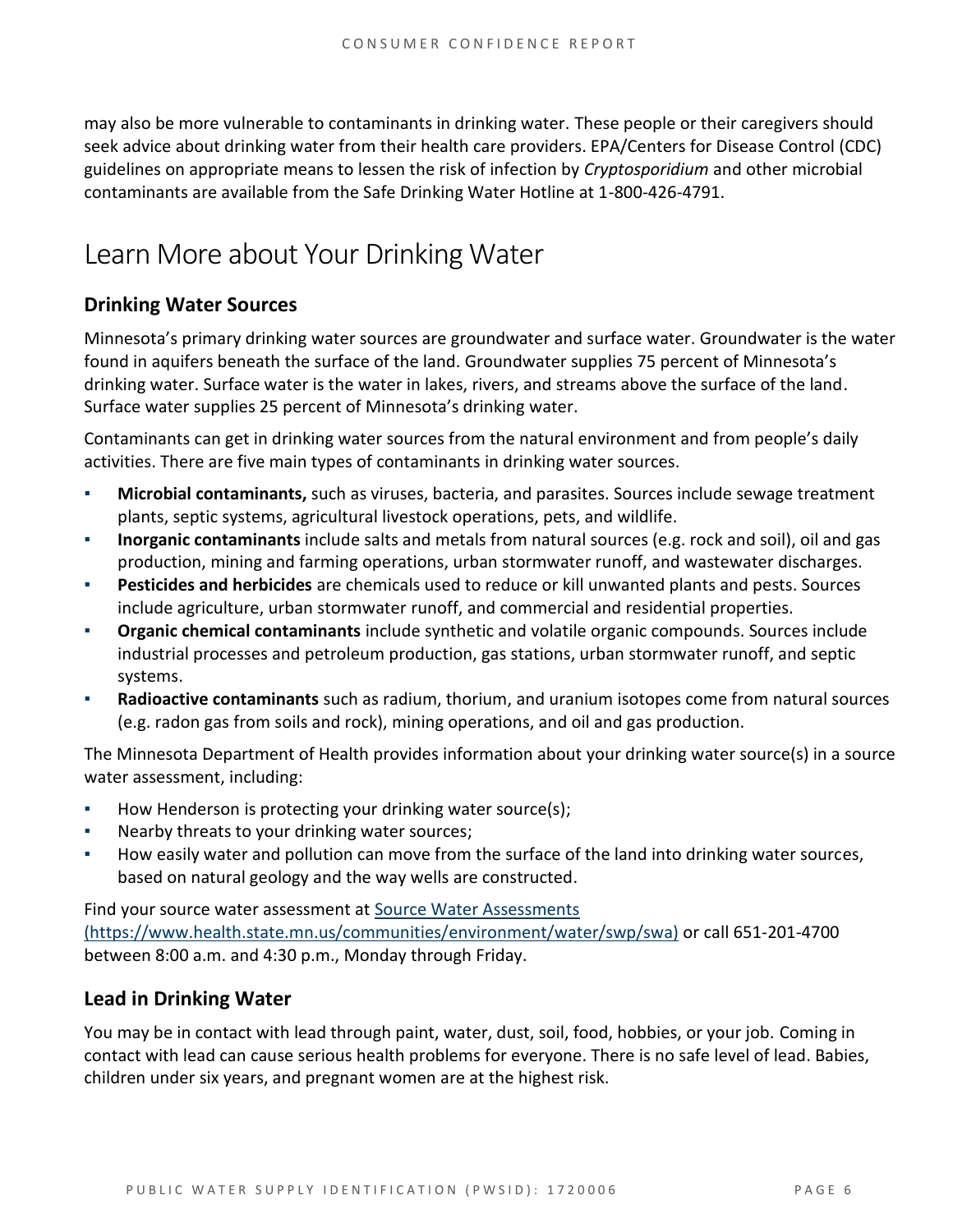may also be more vulnerable to contaminants in drinking water. These people or their caregivers should seek advice about drinking water from their health care providers. EPA/Centers for Disease Control (CDC) guidelines on appropriate means to lessen the risk of infection by *Cryptosporidium* and other microbial contaminants are available from the Safe Drinking Water Hotline at 1-800-426-4791.

# Learn More about Your Drinking Water

## Drinking Water Sources

Minnesota's primary drinking water sources are groundwater and surface water. Groundwater is the water found in aquifers beneath the surface of the land. Groundwater supplies 75 percent of Minnesota's drinking water. Surface water is the water in lakes, rivers, and streams above the surface of the land. Surface water supplies 25 percent of Minnesota's drinking water.

Contaminants can get in drinking water sources from the natural environment and from people's daily activities. There are five main types of contaminants in drinking water sources.

- **Microbial contaminants,** such as viruses, bacteria, and parasites. Sources include sewage treatment plants, septic systems, agricultural livestock operations, pets, and wildlife.
- **Inorganic contaminants** include salts and metals from natural sources (e.g. rock and soil), oil and gas production, mining and farming operations, urban stormwater runoff, and wastewater discharges.
- **Pesticides and herbicides** are chemicals used to reduce or kill unwanted plants and pests. Sources include agriculture, urban stormwater runoff, and commercial and residential properties.
- **Organic chemical contaminants** include synthetic and volatile organic compounds. Sources include industrial processes and petroleum production, gas stations, urban stormwater runoff, and septic systems.
- **Radioactive contaminants** such as radium, thorium, and uranium isotopes come from natural sources (e.g. radon gas from soils and rock), mining operations, and oil and gas production.

The Minnesota Department of Health provides information about your drinking water source(s) in a source water assessment, including:

- How Henderson is protecting your drinking water source(s);
- Nearby threats to your drinking water sources;
- How easily water and pollution can move from the surface of the land into drinking water sources, based on natural geology and the way wells are constructed.

Find your source water assessment at [Source Water Assessments (https://www.health.state.mn.us/communities/environment/water/swp/swa)](https://www.health.state.mn.us/communities/environment/water/swp/swa) or call 651-201-4700 between 8:00 a.m. and 4:30 p.m., Monday through Friday.

## Lead in Drinking Water

You may be in contact with lead through paint, water, dust, soil, food, hobbies, or your job. Coming in contact with lead can cause serious health problems for everyone. There is no safe level of lead. Babies, children under six years, and pregnant women are at the highest risk.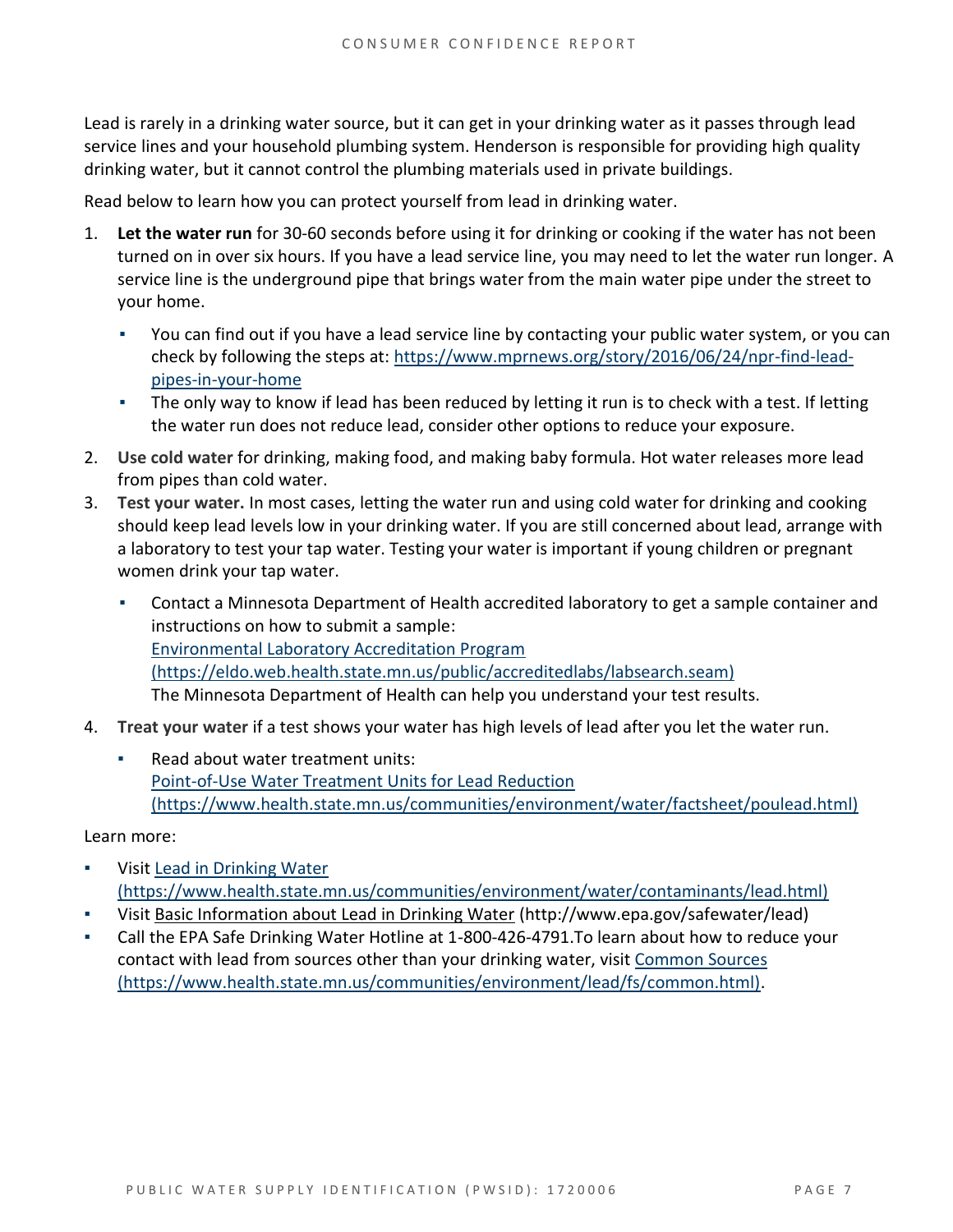Lead is rarely in a drinking water source, but it can get in your drinking water as it passes through lead service lines and your household plumbing system. Henderson is responsible for providing high quality drinking water, but it cannot control the plumbing materials used in private buildings.

Read below to learn how you can protect yourself from lead in drinking water.

1. **Let the water run** for 30-60 seconds before using it for drinking or cooking if the water has not been turned on in over six hours. If you have a lead service line, you may need to let the water run longer. A service line is the underground pipe that brings water from the main water pipe under the street to your home.
   - You can find out if you have a lead service line by contacting your public water system, or you can check by following the steps at: [https://www.mprnews.org/story/2016/06/24/npr-find-lead-pipes-in-your-home](https://www.mprnews.org/story/2016/06/24/npr-find-lead-pipes-in-your-home)
   - The only way to know if lead has been reduced by letting it run is to check with a test. If letting the water run does not reduce lead, consider other options to reduce your exposure.
2. **Use cold water** for drinking, making food, and making baby formula. Hot water releases more lead from pipes than cold water.
3. **Test your water.** In most cases, letting the water run and using cold water for drinking and cooking should keep lead levels low in your drinking water. If you are still concerned about lead, arrange with a laboratory to test your tap water. Testing your water is important if young children or pregnant women drink your tap water.
   - Contact a Minnesota Department of Health accredited laboratory to get a sample container and instructions on how to submit a sample:
     [Environmental Laboratory Accreditation Program (https://eldo.web.health.state.mn.us/public/accreditedlabs/labsearch.seam)](https://eldo.web.health.state.mn.us/public/accreditedlabs/labsearch.seam)
     The Minnesota Department of Health can help you understand your test results.
4. **Treat your water** if a test shows your water has high levels of lead after you let the water run.
   - Read about water treatment units:
     [Point-of-Use Water Treatment Units for Lead Reduction (https://www.health.state.mn.us/communities/environment/water/factsheet/poulead.html)](https://www.health.state.mn.us/communities/environment/water/factsheet/poulead.html)

Learn more:

- Visit [Lead in Drinking Water (https://www.health.state.mn.us/communities/environment/water/contaminants/lead.html)](https://www.health.state.mn.us/communities/environment/water/contaminants/lead.html)
- Visit Basic Information about Lead in Drinking Water (http://www.epa.gov/safewater/lead)
- Call the EPA Safe Drinking Water Hotline at 1-800-426-4791.To learn about how to reduce your contact with lead from sources other than your drinking water, visit [Common Sources (https://www.health.state.mn.us/communities/environment/lead/fs/common.html)](https://www.health.state.mn.us/communities/environment/lead/fs/common.html).